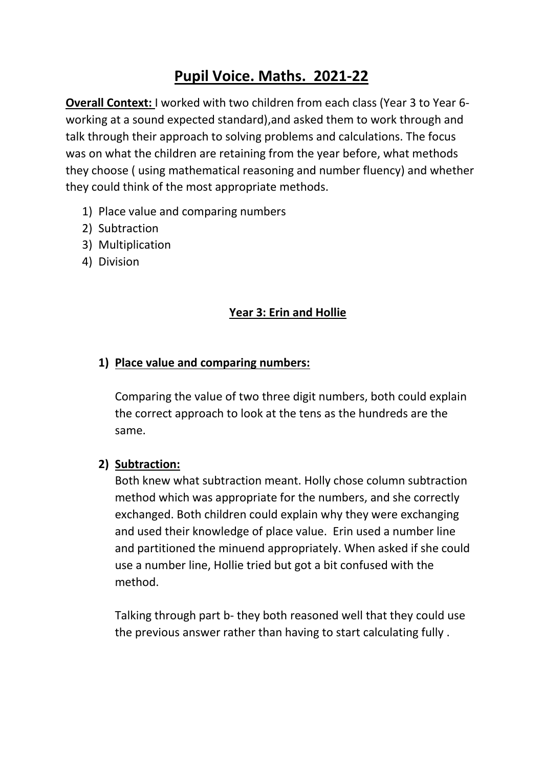# Pupil Voice. Maths. 2021-22

**Overall Context:** I worked with two children from each class (Year 3 to Year 6- working at a sound expected standard),and asked them to work through and talk through their approach to solving problems and calculations. The focus was on what the children are retaining from the year before, what methods they choose ( using mathematical reasoning and number fluency) and whether they could think of the most appropriate methods.

1) Place value and comparing numbers
2) Subtraction
3) Multiplication
4) Division

## Year 3: Erin and Hollie

### 1) Place value and comparing numbers:

Comparing the value of two three digit numbers, both could explain the correct approach to look at the tens as the hundreds are the same.

### 2) Subtraction:

Both knew what subtraction meant. Holly chose column subtraction method which was appropriate for the numbers, and she correctly exchanged. Both children could explain why they were exchanging and used their knowledge of place value. Erin used a number line and partitioned the minuend appropriately. When asked if she could use a number line, Hollie tried but got a bit confused with the method.

Talking through part b- they both reasoned well that they could use the previous answer rather than having to start calculating fully .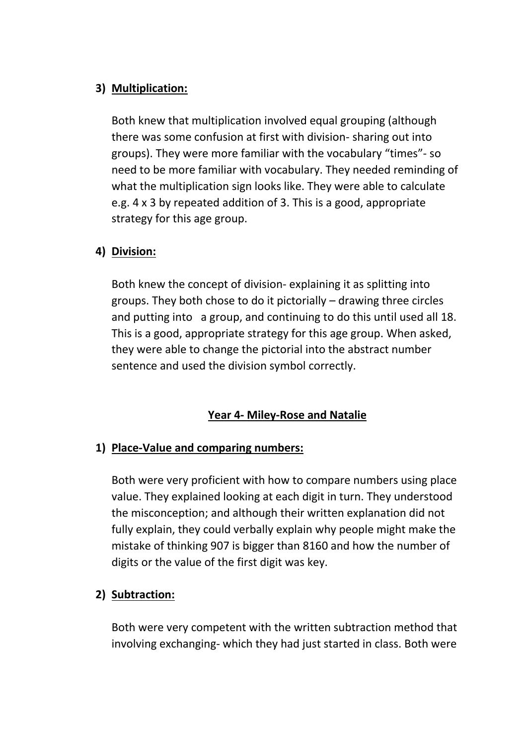3) **Multiplication:**

   Both knew that multiplication involved equal grouping (although there was some confusion at first with division- sharing out into groups). They were more familiar with the vocabulary “times”- so need to be more familiar with vocabulary. They needed reminding of what the multiplication sign looks like. They were able to calculate e.g. 4 x 3 by repeated addition of 3. This is a good, appropriate strategy for this age group.

4) **Division:**

   Both knew the concept of division- explaining it as splitting into groups. They both chose to do it pictorially – drawing three circles and putting into a group, and continuing to do this until used all 18. This is a good, appropriate strategy for this age group. When asked, they were able to change the pictorial into the abstract number sentence and used the division symbol correctly.

**Year 4- Miley-Rose and Natalie**

1) **Place-Value and comparing numbers:**

   Both were very proficient with how to compare numbers using place value. They explained looking at each digit in turn. They understood the misconception; and although their written explanation did not fully explain, they could verbally explain why people might make the mistake of thinking 907 is bigger than 8160 and how the number of digits or the value of the first digit was key.

2) **Subtraction:**

   Both were very competent with the written subtraction method that involving exchanging- which they had just started in class. Both were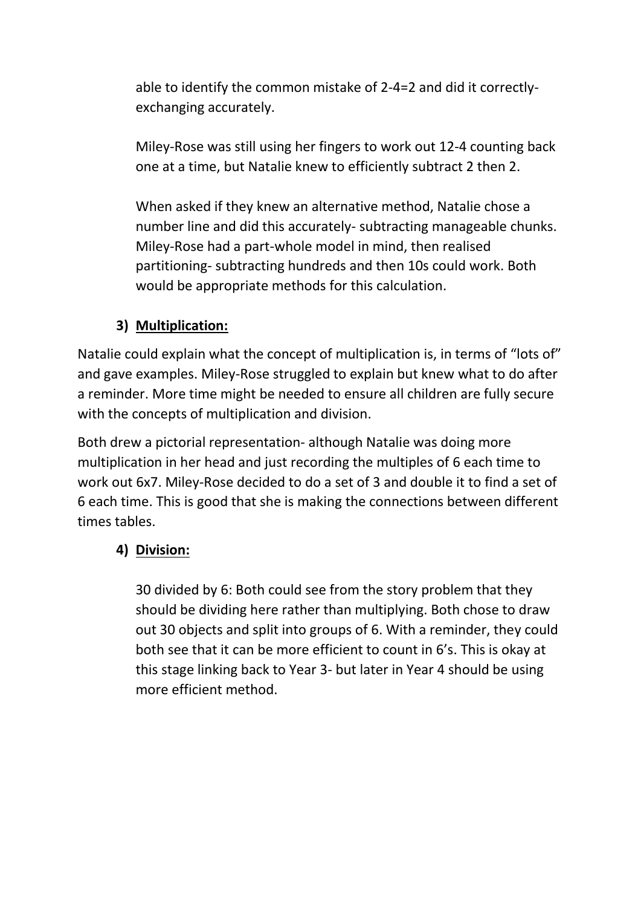able to identify the common mistake of 2-4=2 and did it correctly- exchanging accurately.

Miley-Rose was still using her fingers to work out 12-4 counting back one at a time, but Natalie knew to efficiently subtract 2 then 2.

When asked if they knew an alternative method, Natalie chose a number line and did this accurately- subtracting manageable chunks. Miley-Rose had a part-whole model in mind, then realised partitioning- subtracting hundreds and then 10s could work. Both would be appropriate methods for this calculation.

3) **Multiplication:**

Natalie could explain what the concept of multiplication is, in terms of "lots of" and gave examples. Miley-Rose struggled to explain but knew what to do after a reminder. More time might be needed to ensure all children are fully secure with the concepts of multiplication and division.

Both drew a pictorial representation- although Natalie was doing more multiplication in her head and just recording the multiples of 6 each time to work out 6x7. Miley-Rose decided to do a set of 3 and double it to find a set of 6 each time. This is good that she is making the connections between different times tables.

4) **Division:**

30 divided by 6: Both could see from the story problem that they should be dividing here rather than multiplying. Both chose to draw out 30 objects and split into groups of 6. With a reminder, they could both see that it can be more efficient to count in 6's. This is okay at this stage linking back to Year 3- but later in Year 4 should be using more efficient method.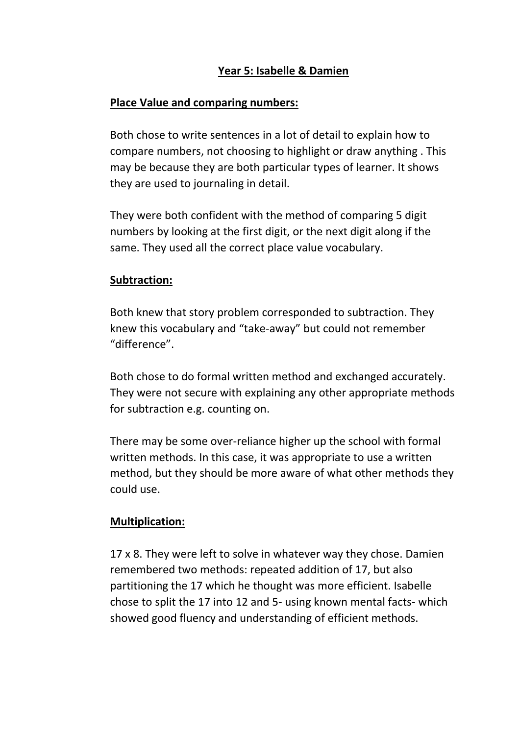**Year 5: Isabelle & Damien**

**Place Value and comparing numbers:**

Both chose to write sentences in a lot of detail to explain how to compare numbers, not choosing to highlight or draw anything . This may be because they are both particular types of learner. It shows they are used to journaling in detail.

They were both confident with the method of comparing 5 digit numbers by looking at the first digit, or the next digit along if the same. They used all the correct place value vocabulary.

**Subtraction:**

Both knew that story problem corresponded to subtraction. They knew this vocabulary and "take-away" but could not remember "difference".

Both chose to do formal written method and exchanged accurately. They were not secure with explaining any other appropriate methods for subtraction e.g. counting on.

There may be some over-reliance higher up the school with formal written methods. In this case, it was appropriate to use a written method, but they should be more aware of what other methods they could use.

**Multiplication:**

17 x 8. They were left to solve in whatever way they chose. Damien remembered two methods: repeated addition of 17, but also partitioning the 17 which he thought was more efficient. Isabelle chose to split the 17 into 12 and 5- using known mental facts- which showed good fluency and understanding of efficient methods.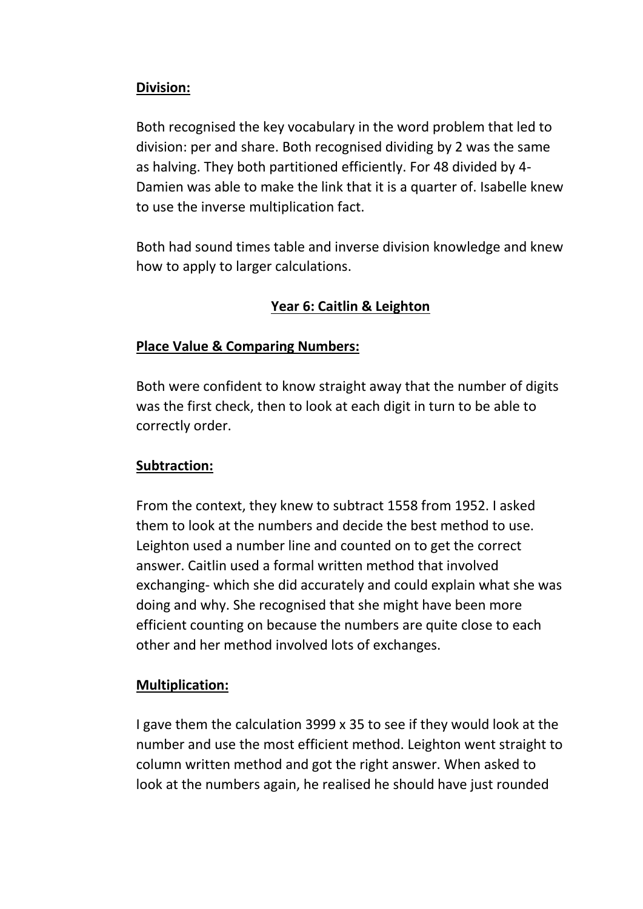**Division:**

Both recognised the key vocabulary in the word problem that led to division: per and share. Both recognised dividing by 2 was the same as halving. They both partitioned efficiently. For 48 divided by 4- Damien was able to make the link that it is a quarter of. Isabelle knew to use the inverse multiplication fact.

Both had sound times table and inverse division knowledge and knew how to apply to larger calculations.

## Year 6: Caitlin & Leighton

**Place Value & Comparing Numbers:**

Both were confident to know straight away that the number of digits was the first check, then to look at each digit in turn to be able to correctly order.

**Subtraction:**

From the context, they knew to subtract 1558 from 1952. I asked them to look at the numbers and decide the best method to use. Leighton used a number line and counted on to get the correct answer. Caitlin used a formal written method that involved exchanging- which she did accurately and could explain what she was doing and why. She recognised that she might have been more efficient counting on because the numbers are quite close to each other and her method involved lots of exchanges.

**Multiplication:**

I gave them the calculation 3999 x 35 to see if they would look at the number and use the most efficient method. Leighton went straight to column written method and got the right answer. When asked to look at the numbers again, he realised he should have just rounded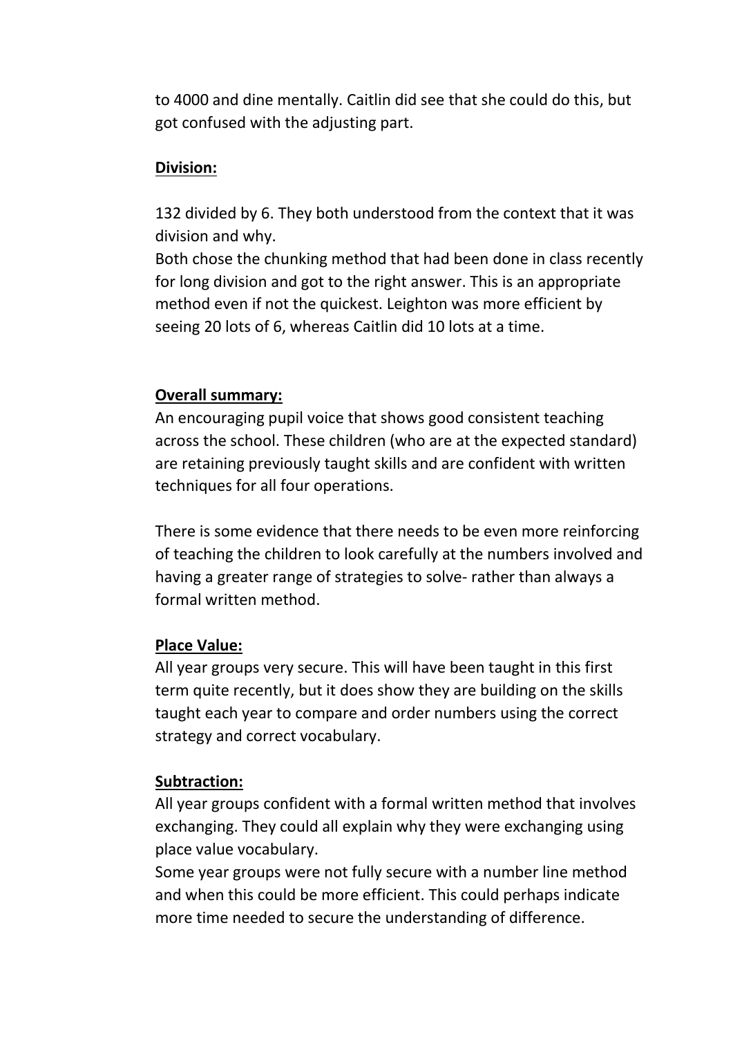to 4000 and dine mentally. Caitlin did see that she could do this, but got confused with the adjusting part.

**Division:**

132 divided by 6. They both understood from the context that it was division and why.
Both chose the chunking method that had been done in class recently for long division and got to the right answer. This is an appropriate method even if not the quickest. Leighton was more efficient by seeing 20 lots of 6, whereas Caitlin did 10 lots at a time.

**Overall summary:**
An encouraging pupil voice that shows good consistent teaching across the school. These children (who are at the expected standard) are retaining previously taught skills and are confident with written techniques for all four operations.

There is some evidence that there needs to be even more reinforcing of teaching the children to look carefully at the numbers involved and having a greater range of strategies to solve- rather than always a formal written method.

**Place Value:**
All year groups very secure. This will have been taught in this first term quite recently, but it does show they are building on the skills taught each year to compare and order numbers using the correct strategy and correct vocabulary.

**Subtraction:**
All year groups confident with a formal written method that involves exchanging. They could all explain why they were exchanging using place value vocabulary.
Some year groups were not fully secure with a number line method and when this could be more efficient. This could perhaps indicate more time needed to secure the understanding of difference.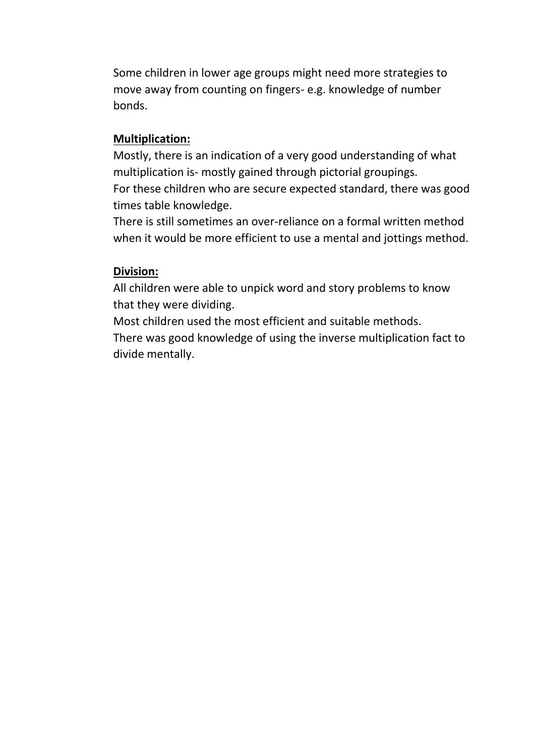Some children in lower age groups might need more strategies to move away from counting on fingers- e.g. knowledge of number bonds.

**Multiplication:**

Mostly, there is an indication of a very good understanding of what multiplication is- mostly gained through pictorial groupings.
For these children who are secure expected standard, there was good times table knowledge.
There is still sometimes an over-reliance on a formal written method when it would be more efficient to use a mental and jottings method.

**Division:**

All children were able to unpick word and story problems to know that they were dividing.
Most children used the most efficient and suitable methods.
There was good knowledge of using the inverse multiplication fact to divide mentally.